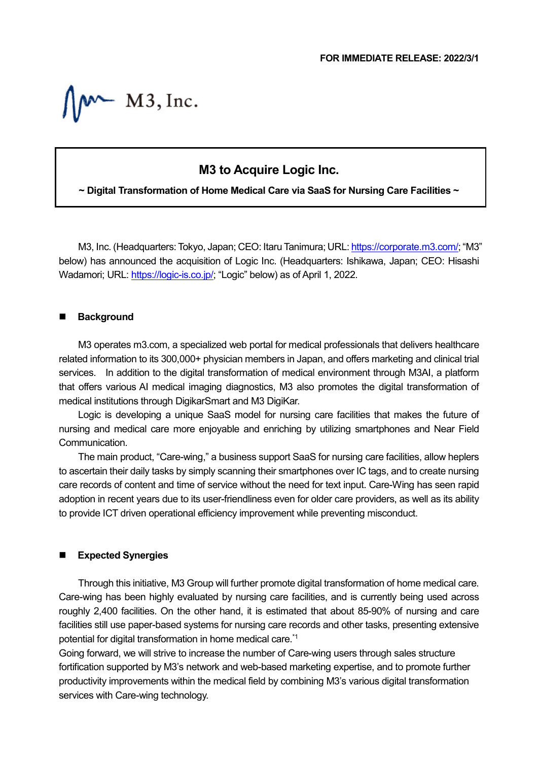**FOR IMMEDIATE RELEASE: 2022/3/1**

M3, Inc.

# M3 to Acquire Logic Inc.

**~ Digital Transformation of Home Medical Care via SaaS for Nursing Care Facilities ~**

M3, Inc. (Headquarters: Tokyo, Japan; CEO: Itaru Tanimura; URL: https://corporate.m3.com/; "M3" below) has announced the acquisition of Logic Inc. (Headquarters: Ishikawa, Japan; CEO: Hisashi Wadamori; URL: https://logic-is.co.jp/; "Logic" below) as of April 1, 2022.

## ■ Background

M3 operates m3.com, a specialized web portal for medical professionals that delivers healthcare related information to its 300,000+ physician members in Japan, and offers marketing and clinical trial services. In addition to the digital transformation of medical environment through M3AI, a platform that offers various AI medical imaging diagnostics, M3 also promotes the digital transformation of medical institutions through DigikarSmart and M3 DigiKar.

Logic is developing a unique SaaS model for nursing care facilities that makes the future of nursing and medical care more enjoyable and enriching by utilizing smartphones and Near Field Communication.

The main product, "Care-wing," a business support SaaS for nursing care facilities, allow heplers to ascertain their daily tasks by simply scanning their smartphones over IC tags, and to create nursing care records of content and time of service without the need for text input. Care-Wing has seen rapid adoption in recent years due to its user-friendliness even for older care providers, as well as its ability to provide ICT driven operational efficiency improvement while preventing misconduct.

## ■ Expected Synergies

Through this initiative, M3 Group will further promote digital transformation of home medical care. Care-wing has been highly evaluated by nursing care facilities, and is currently being used across roughly 2,400 facilities. On the other hand, it is estimated that about 85-90% of nursing and care facilities still use paper-based systems for nursing care records and other tasks, presenting extensive potential for digital transformation in home medical care.[*1]

Going forward, we will strive to increase the number of Care-wing users through sales structure fortification supported by M3's network and web-based marketing expertise, and to promote further productivity improvements within the medical field by combining M3's various digital transformation services with Care-wing technology.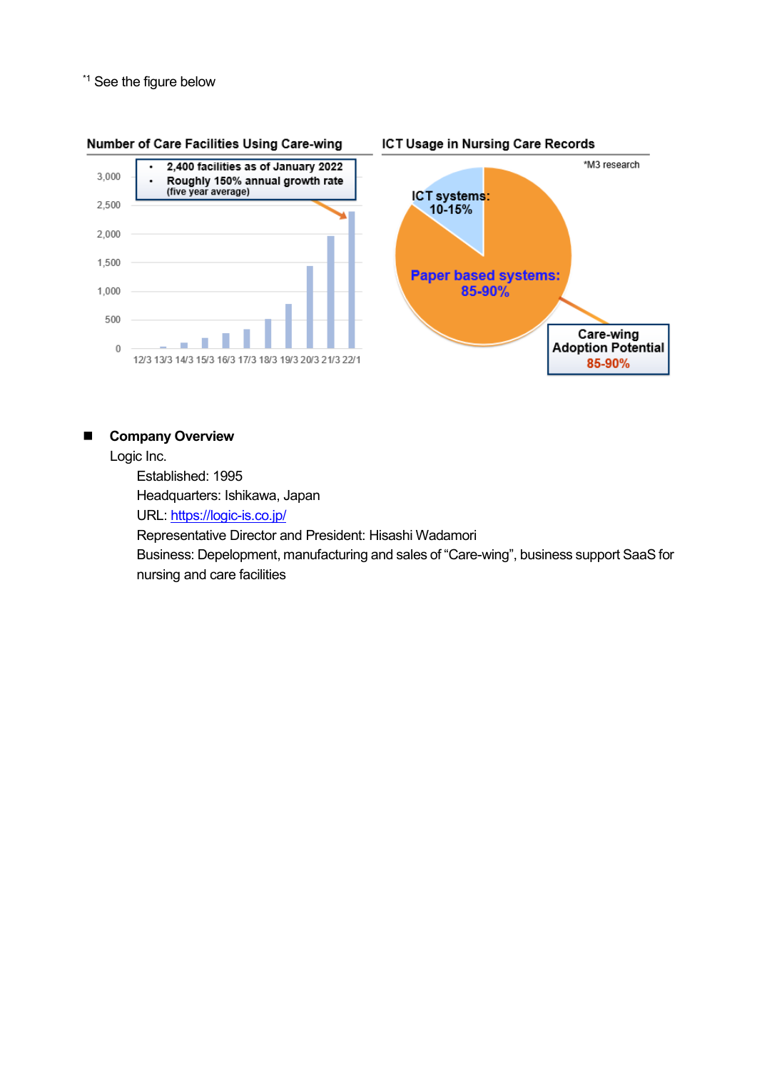[*1] See the figure below

Number of Care Facilities Using Care-wing

- 2,400 facilities as of January 2022
- Roughly 150% annual growth rate (five year average)

3,000
2,500
2,000
1,500
1,000
500
0

12/3 13/3 14/3 15/3 16/3 17/3 18/3 19/3 20/3 21/3 22/1

ICT Usage in Nursing Care Records

*M3 research

ICT systems: 10-15%

Paper based systems: 85-90%

Care-wing Adoption Potential 85-90%

## Company Overview

Logic Inc.

Established: 1995

Headquarters: Ishikawa, Japan

URL: https://logic-is.co.jp/

Representative Director and President: Hisashi Wadamori

Business: Depelopment, manufacturing and sales of "Care-wing", business support SaaS for nursing and care facilities